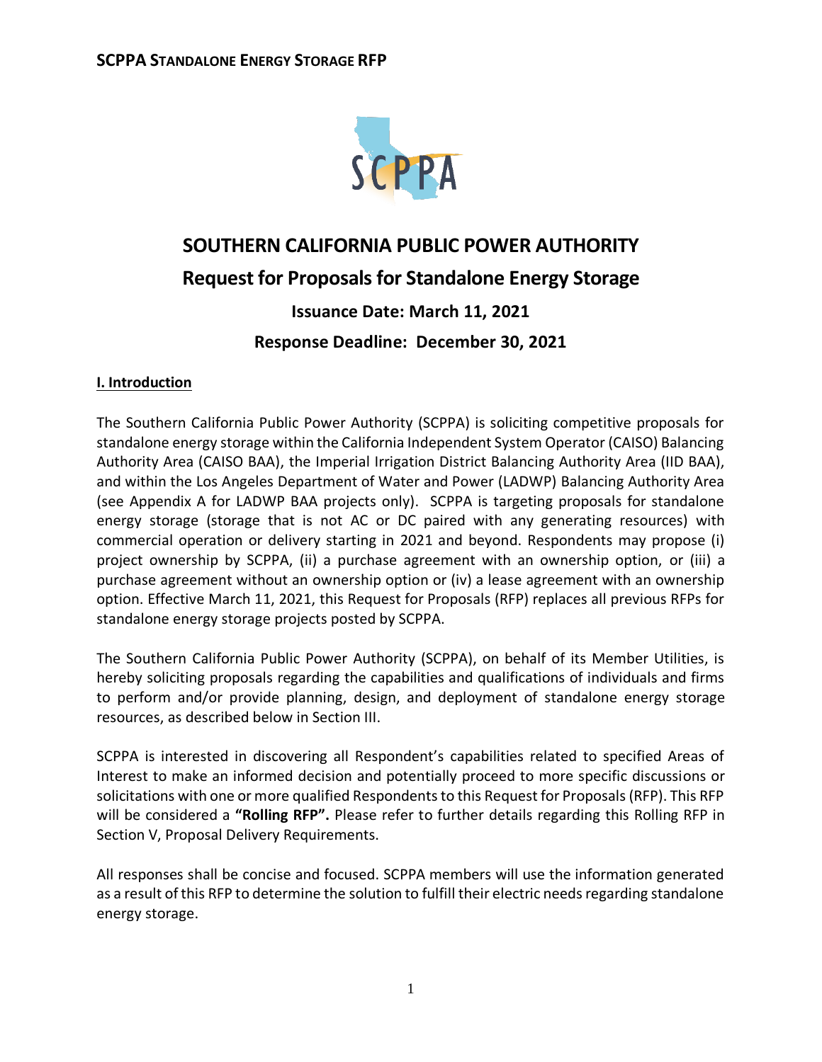# SOUTHERN CALIFORNIA PUBLIC POWER AUTHORITY

## Request for Proposals for Standalone Energy Storage

### Issuance Date: March 11, 2021

### Response Deadline: December 30, 2021

## I. Introduction

The Southern California Public Power Authority (SCPPA) is soliciting competitive proposals for standalone energy storage within the California Independent System Operator (CAISO) Balancing Authority Area (CAISO BAA), the Imperial Irrigation District Balancing Authority Area (IID BAA), and within the Los Angeles Department of Water and Power (LADWP) Balancing Authority Area (see Appendix A for LADWP BAA projects only). SCPPA is targeting proposals for standalone energy storage (storage that is not AC or DC paired with any generating resources) with commercial operation or delivery starting in 2021 and beyond. Respondents may propose (i) project ownership by SCPPA, (ii) a purchase agreement with an ownership option, or (iii) a purchase agreement without an ownership option or (iv) a lease agreement with an ownership option. Effective March 11, 2021, this Request for Proposals (RFP) replaces all previous RFPs for standalone energy storage projects posted by SCPPA.

The Southern California Public Power Authority (SCPPA), on behalf of its Member Utilities, is hereby soliciting proposals regarding the capabilities and qualifications of individuals and firms to perform and/or provide planning, design, and deployment of standalone energy storage resources, as described below in Section III.

SCPPA is interested in discovering all Respondent's capabilities related to specified Areas of Interest to make an informed decision and potentially proceed to more specific discussions or solicitations with one or more qualified Respondents to this Request for Proposals (RFP). This RFP will be considered a **"Rolling RFP".** Please refer to further details regarding this Rolling RFP in Section V, Proposal Delivery Requirements.

All responses shall be concise and focused. SCPPA members will use the information generated as a result of this RFP to determine the solution to fulfill their electric needs regarding standalone energy storage.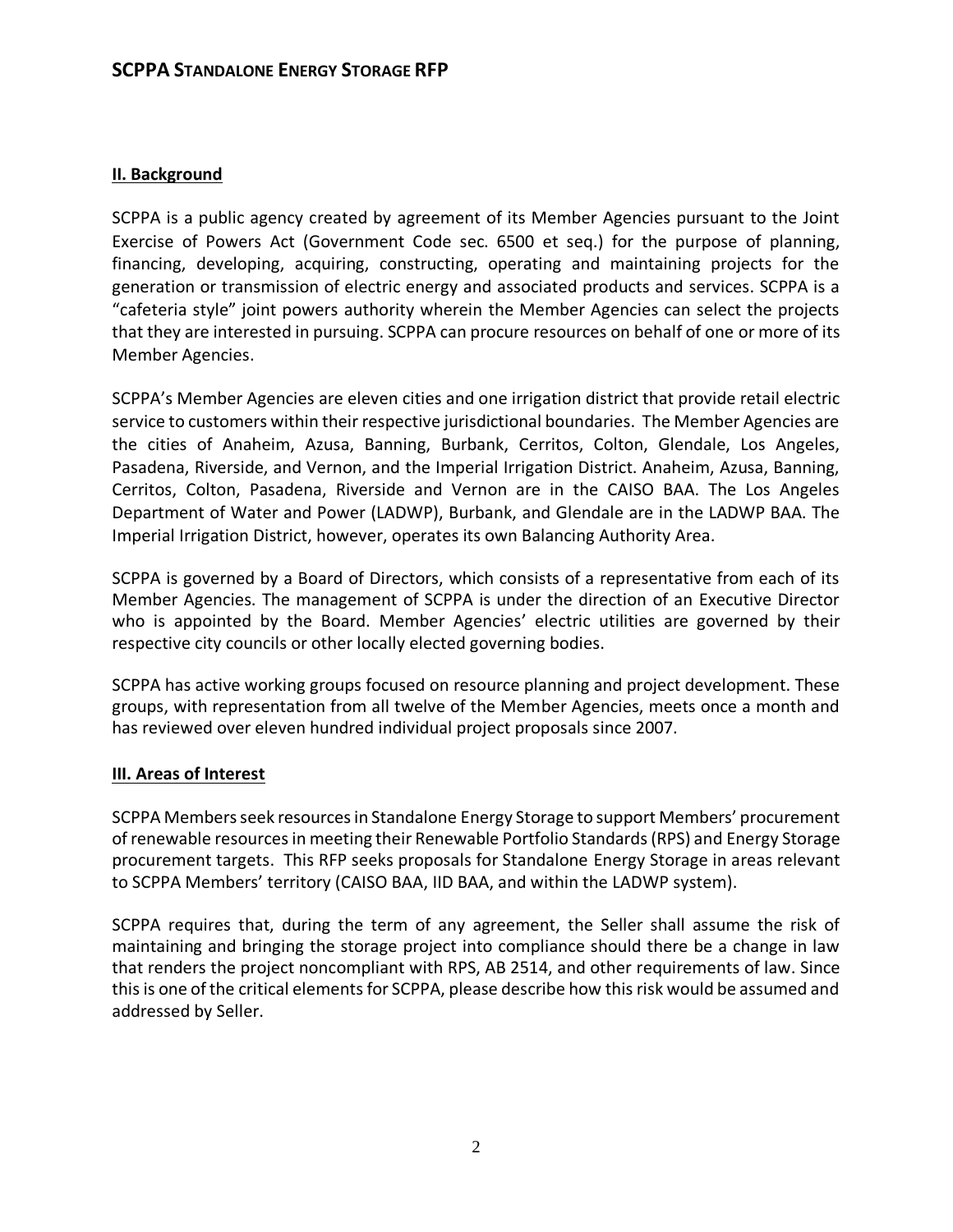## II. Background

SCPPA is a public agency created by agreement of its Member Agencies pursuant to the Joint Exercise of Powers Act (Government Code sec. 6500 et seq.) for the purpose of planning, financing, developing, acquiring, constructing, operating and maintaining projects for the generation or transmission of electric energy and associated products and services. SCPPA is a "cafeteria style" joint powers authority wherein the Member Agencies can select the projects that they are interested in pursuing. SCPPA can procure resources on behalf of one or more of its Member Agencies.

SCPPA's Member Agencies are eleven cities and one irrigation district that provide retail electric service to customers within their respective jurisdictional boundaries. The Member Agencies are the cities of Anaheim, Azusa, Banning, Burbank, Cerritos, Colton, Glendale, Los Angeles, Pasadena, Riverside, and Vernon, and the Imperial Irrigation District. Anaheim, Azusa, Banning, Cerritos, Colton, Pasadena, Riverside and Vernon are in the CAISO BAA. The Los Angeles Department of Water and Power (LADWP), Burbank, and Glendale are in the LADWP BAA. The Imperial Irrigation District, however, operates its own Balancing Authority Area.

SCPPA is governed by a Board of Directors, which consists of a representative from each of its Member Agencies. The management of SCPPA is under the direction of an Executive Director who is appointed by the Board. Member Agencies' electric utilities are governed by their respective city councils or other locally elected governing bodies.

SCPPA has active working groups focused on resource planning and project development. These groups, with representation from all twelve of the Member Agencies, meets once a month and has reviewed over eleven hundred individual project proposals since 2007.

## III. Areas of Interest

SCPPA Members seek resources in Standalone Energy Storage to support Members' procurement of renewable resources in meeting their Renewable Portfolio Standards (RPS) and Energy Storage procurement targets. This RFP seeks proposals for Standalone Energy Storage in areas relevant to SCPPA Members' territory (CAISO BAA, IID BAA, and within the LADWP system).

SCPPA requires that, during the term of any agreement, the Seller shall assume the risk of maintaining and bringing the storage project into compliance should there be a change in law that renders the project noncompliant with RPS, AB 2514, and other requirements of law. Since this is one of the critical elements for SCPPA, please describe how this risk would be assumed and addressed by Seller.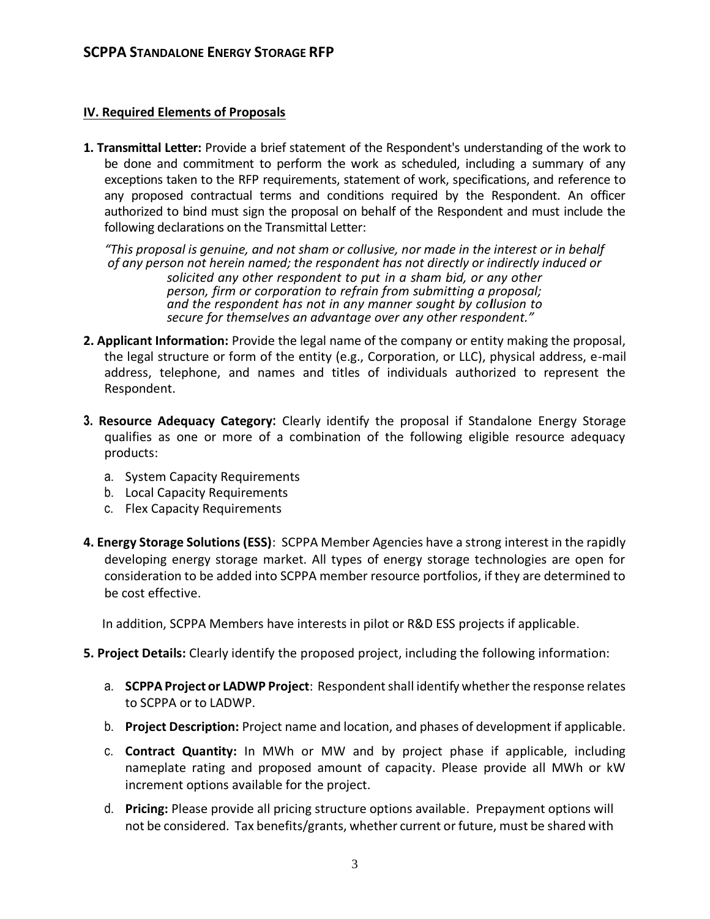## IV. Required Elements of Proposals

**1. Transmittal Letter:** Provide a brief statement of the Respondent's understanding of the work to be done and commitment to perform the work as scheduled, including a summary of any exceptions taken to the RFP requirements, statement of work, specifications, and reference to any proposed contractual terms and conditions required by the Respondent. An officer authorized to bind must sign the proposal on behalf of the Respondent and must include the following declarations on the Transmittal Letter:

> *"This proposal is genuine, and not sham or collusive, nor made in the interest or in behalf of any person not herein named; the respondent has not directly or indirectly induced or solicited any other respondent to put in a sham bid, or any other person, firm or corporation to refrain from submitting a proposal; and the respondent has not in any manner sought by collusion to secure for themselves an advantage over any other respondent."*

**2. Applicant Information:** Provide the legal name of the company or entity making the proposal, the legal structure or form of the entity (e.g., Corporation, or LLC), physical address, e-mail address, telephone, and names and titles of individuals authorized to represent the Respondent.

**3. Resource Adequacy Category:** Clearly identify the proposal if Standalone Energy Storage qualifies as one or more of a combination of the following eligible resource adequacy products:

a. System Capacity Requirements
b. Local Capacity Requirements
c. Flex Capacity Requirements

**4. Energy Storage Solutions (ESS)**: SCPPA Member Agencies have a strong interest in the rapidly developing energy storage market. All types of energy storage technologies are open for consideration to be added into SCPPA member resource portfolios, if they are determined to be cost effective.

In addition, SCPPA Members have interests in pilot or R&D ESS projects if applicable.

**5. Project Details:** Clearly identify the proposed project, including the following information:

a. **SCPPA Project or LADWP Project**: Respondent shall identify whether the response relates to SCPPA or to LADWP.

b. **Project Description:** Project name and location, and phases of development if applicable.

c. **Contract Quantity:** In MWh or MW and by project phase if applicable, including nameplate rating and proposed amount of capacity. Please provide all MWh or kW increment options available for the project.

d. **Pricing:** Please provide all pricing structure options available. Prepayment options will not be considered. Tax benefits/grants, whether current or future, must be shared with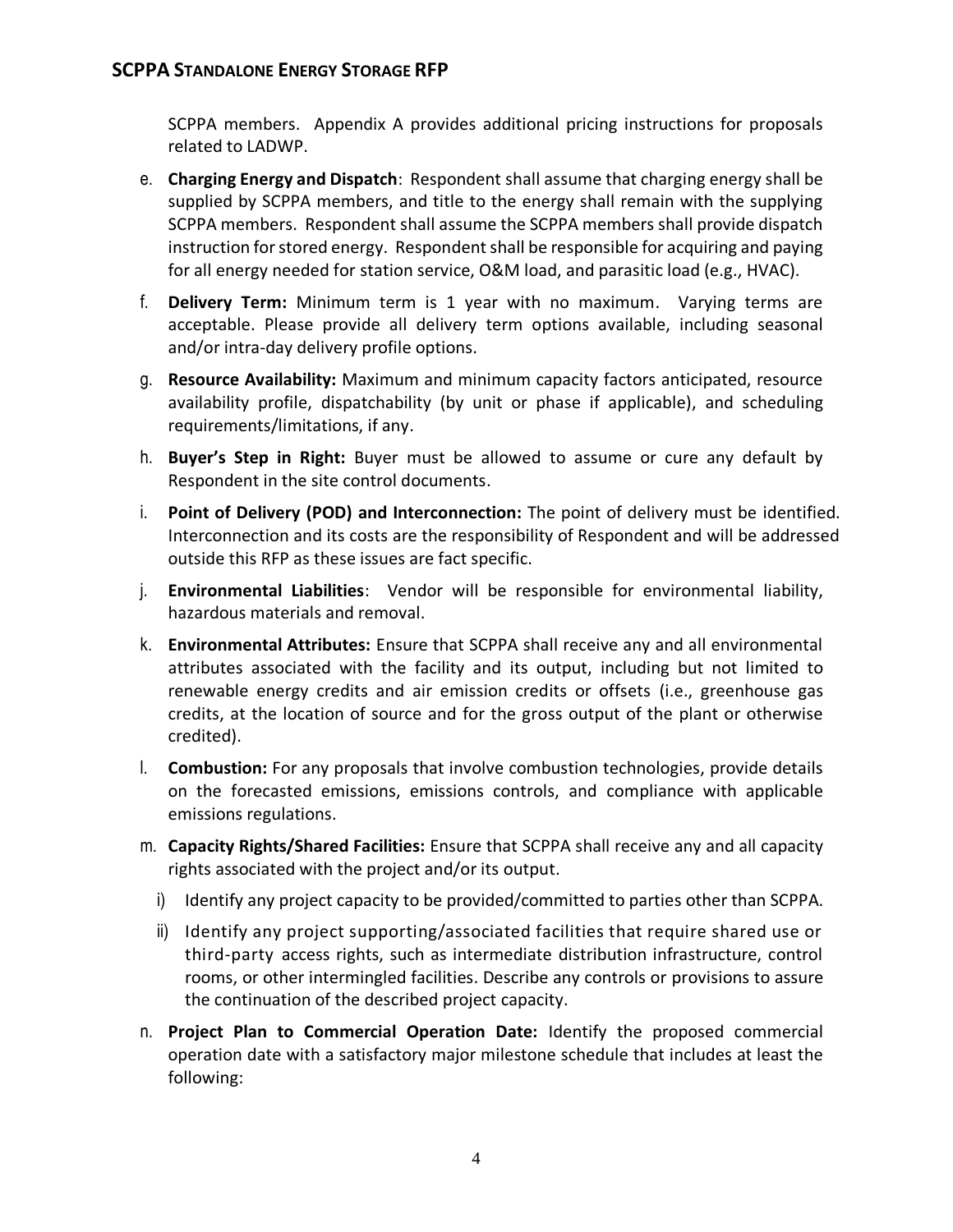SCPPA members. Appendix A provides additional pricing instructions for proposals related to LADWP.

e. **Charging Energy and Dispatch**: Respondent shall assume that charging energy shall be supplied by SCPPA members, and title to the energy shall remain with the supplying SCPPA members. Respondent shall assume the SCPPA members shall provide dispatch instruction for stored energy. Respondent shall be responsible for acquiring and paying for all energy needed for station service, O&M load, and parasitic load (e.g., HVAC).

f. **Delivery Term:** Minimum term is 1 year with no maximum. Varying terms are acceptable. Please provide all delivery term options available, including seasonal and/or intra-day delivery profile options.

g. **Resource Availability:** Maximum and minimum capacity factors anticipated, resource availability profile, dispatchability (by unit or phase if applicable), and scheduling requirements/limitations, if any.

h. **Buyer's Step in Right:** Buyer must be allowed to assume or cure any default by Respondent in the site control documents.

i. **Point of Delivery (POD) and Interconnection:** The point of delivery must be identified. Interconnection and its costs are the responsibility of Respondent and will be addressed outside this RFP as these issues are fact specific.

j. **Environmental Liabilities**: Vendor will be responsible for environmental liability, hazardous materials and removal.

k. **Environmental Attributes:** Ensure that SCPPA shall receive any and all environmental attributes associated with the facility and its output, including but not limited to renewable energy credits and air emission credits or offsets (i.e., greenhouse gas credits, at the location of source and for the gross output of the plant or otherwise credited).

l. **Combustion:** For any proposals that involve combustion technologies, provide details on the forecasted emissions, emissions controls, and compliance with applicable emissions regulations.

m. **Capacity Rights/Shared Facilities:** Ensure that SCPPA shall receive any and all capacity rights associated with the project and/or its output.
   i) Identify any project capacity to be provided/committed to parties other than SCPPA.
   ii) Identify any project supporting/associated facilities that require shared use or third-party access rights, such as intermediate distribution infrastructure, control rooms, or other intermingled facilities. Describe any controls or provisions to assure the continuation of the described project capacity.

n. **Project Plan to Commercial Operation Date:** Identify the proposed commercial operation date with a satisfactory major milestone schedule that includes at least the following: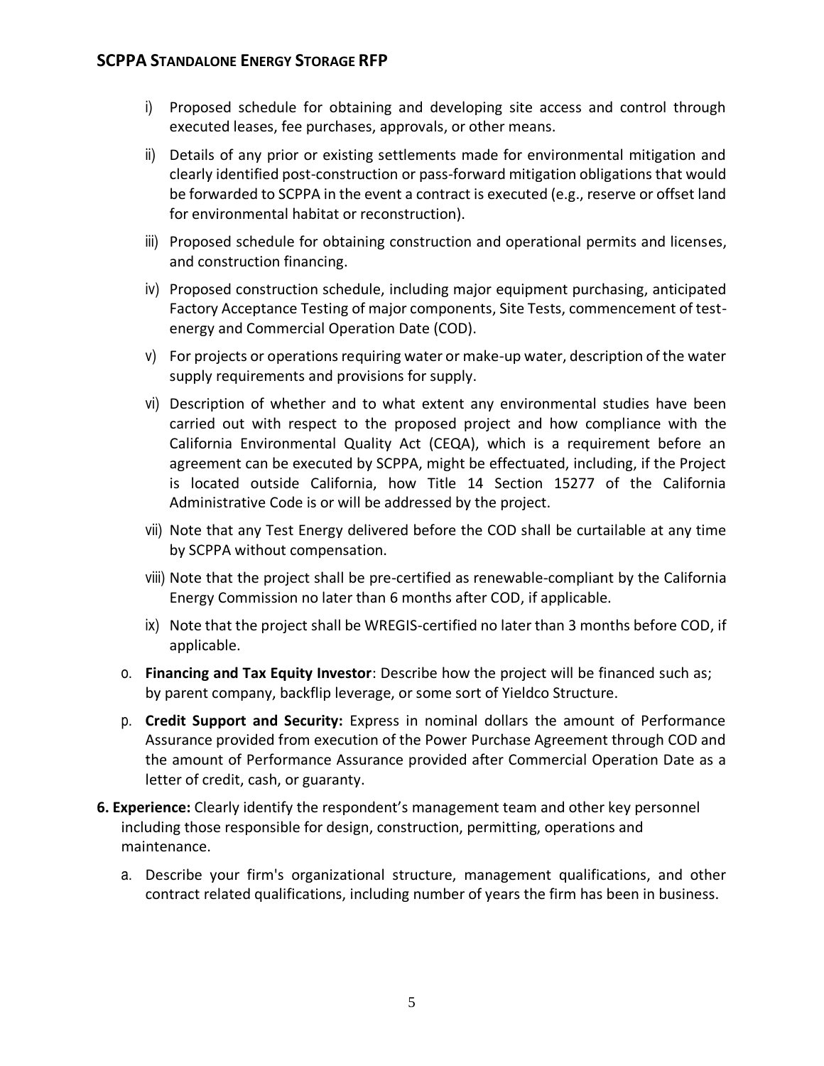i) Proposed schedule for obtaining and developing site access and control through executed leases, fee purchases, approvals, or other means.

ii) Details of any prior or existing settlements made for environmental mitigation and clearly identified post-construction or pass-forward mitigation obligations that would be forwarded to SCPPA in the event a contract is executed (e.g., reserve or offset land for environmental habitat or reconstruction).

iii) Proposed schedule for obtaining construction and operational permits and licenses, and construction financing.

iv) Proposed construction schedule, including major equipment purchasing, anticipated Factory Acceptance Testing of major components, Site Tests, commencement of test-energy and Commercial Operation Date (COD).

v) For projects or operations requiring water or make-up water, description of the water supply requirements and provisions for supply.

vi) Description of whether and to what extent any environmental studies have been carried out with respect to the proposed project and how compliance with the California Environmental Quality Act (CEQA), which is a requirement before an agreement can be executed by SCPPA, might be effectuated, including, if the Project is located outside California, how Title 14 Section 15277 of the California Administrative Code is or will be addressed by the project.

vii) Note that any Test Energy delivered before the COD shall be curtailable at any time by SCPPA without compensation.

viii) Note that the project shall be pre-certified as renewable-compliant by the California Energy Commission no later than 6 months after COD, if applicable.

ix) Note that the project shall be WREGIS-certified no later than 3 months before COD, if applicable.

o. **Financing and Tax Equity Investor**: Describe how the project will be financed such as; by parent company, backflip leverage, or some sort of Yieldco Structure.

p. **Credit Support and Security:** Express in nominal dollars the amount of Performance Assurance provided from execution of the Power Purchase Agreement through COD and the amount of Performance Assurance provided after Commercial Operation Date as a letter of credit, cash, or guaranty.

**6. Experience:** Clearly identify the respondent's management team and other key personnel including those responsible for design, construction, permitting, operations and maintenance.

a. Describe your firm's organizational structure, management qualifications, and other contract related qualifications, including number of years the firm has been in business.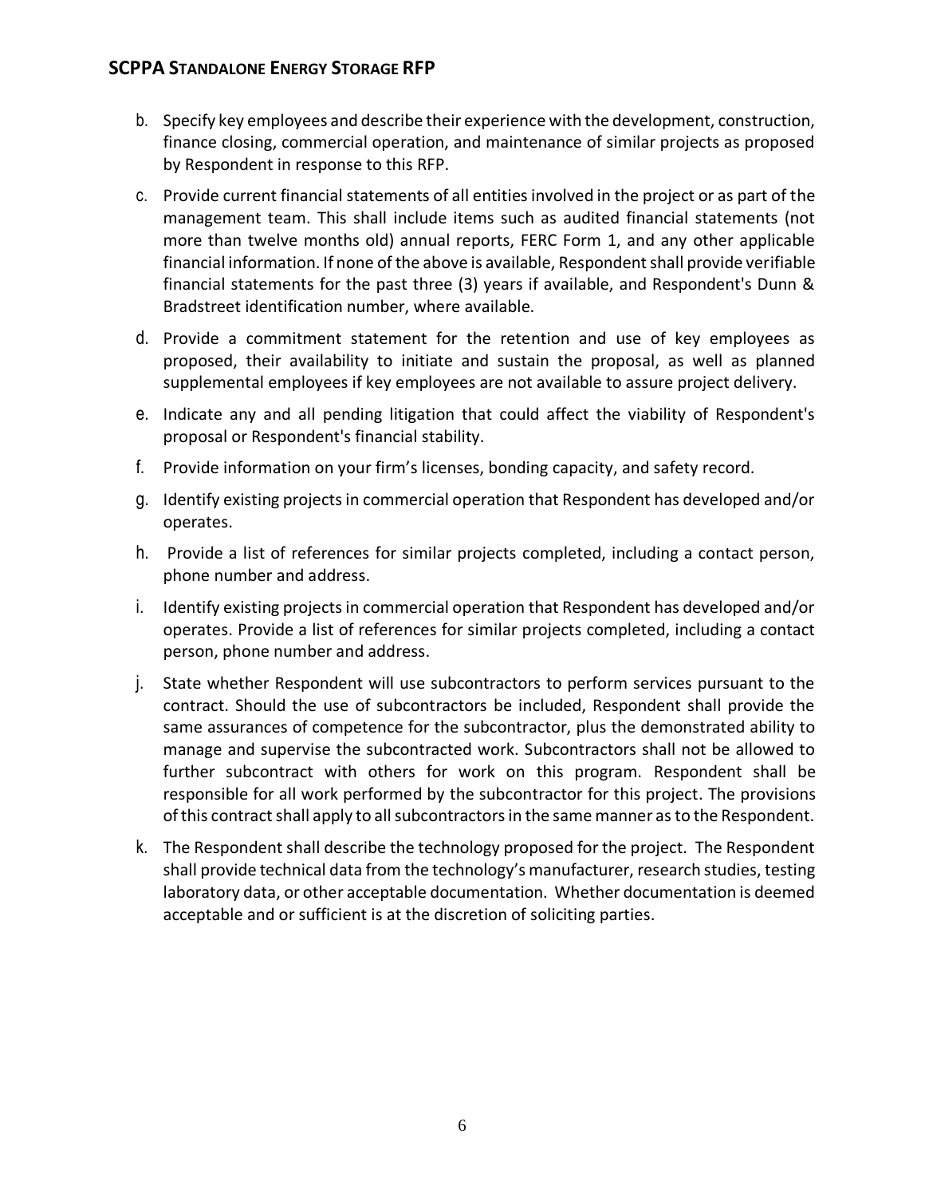b. Specify key employees and describe their experience with the development, construction, finance closing, commercial operation, and maintenance of similar projects as proposed by Respondent in response to this RFP.

c. Provide current financial statements of all entities involved in the project or as part of the management team. This shall include items such as audited financial statements (not more than twelve months old) annual reports, FERC Form 1, and any other applicable financial information. If none of the above is available, Respondent shall provide verifiable financial statements for the past three (3) years if available, and Respondent's Dunn & Bradstreet identification number, where available.

d. Provide a commitment statement for the retention and use of key employees as proposed, their availability to initiate and sustain the proposal, as well as planned supplemental employees if key employees are not available to assure project delivery.

e. Indicate any and all pending litigation that could affect the viability of Respondent's proposal or Respondent's financial stability.

f. Provide information on your firm's licenses, bonding capacity, and safety record.

g. Identify existing projects in commercial operation that Respondent has developed and/or operates.

h. Provide a list of references for similar projects completed, including a contact person, phone number and address.

i. Identify existing projects in commercial operation that Respondent has developed and/or operates. Provide a list of references for similar projects completed, including a contact person, phone number and address.

j. State whether Respondent will use subcontractors to perform services pursuant to the contract. Should the use of subcontractors be included, Respondent shall provide the same assurances of competence for the subcontractor, plus the demonstrated ability to manage and supervise the subcontracted work. Subcontractors shall not be allowed to further subcontract with others for work on this program. Respondent shall be responsible for all work performed by the subcontractor for this project. The provisions of this contract shall apply to all subcontractors in the same manner as to the Respondent.

k. The Respondent shall describe the technology proposed for the project. The Respondent shall provide technical data from the technology's manufacturer, research studies, testing laboratory data, or other acceptable documentation. Whether documentation is deemed acceptable and or sufficient is at the discretion of soliciting parties.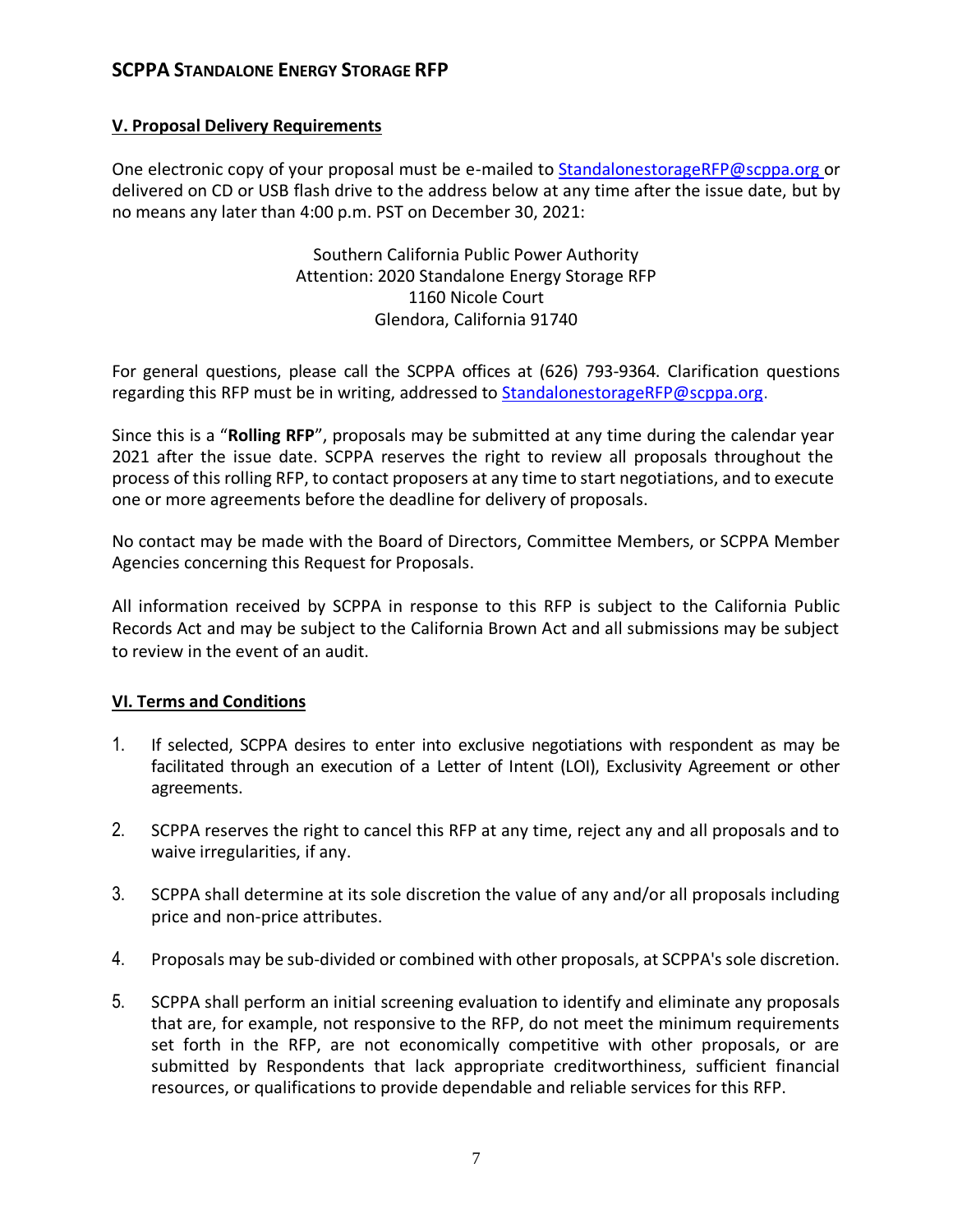## V. Proposal Delivery Requirements

One electronic copy of your proposal must be e-mailed to StandalonestorageRFP@scppa.org or delivered on CD or USB flash drive to the address below at any time after the issue date, but by no means any later than 4:00 p.m. PST on December 30, 2021:

Southern California Public Power Authority
Attention: 2020 Standalone Energy Storage RFP
1160 Nicole Court
Glendora, California 91740

For general questions, please call the SCPPA offices at (626) 793-9364. Clarification questions regarding this RFP must be in writing, addressed to StandalonestorageRFP@scppa.org.

Since this is a "**Rolling RFP**", proposals may be submitted at any time during the calendar year 2021 after the issue date. SCPPA reserves the right to review all proposals throughout the process of this rolling RFP, to contact proposers at any time to start negotiations, and to execute one or more agreements before the deadline for delivery of proposals.

No contact may be made with the Board of Directors, Committee Members, or SCPPA Member Agencies concerning this Request for Proposals.

All information received by SCPPA in response to this RFP is subject to the California Public Records Act and may be subject to the California Brown Act and all submissions may be subject to review in the event of an audit.

## VI. Terms and Conditions

1. If selected, SCPPA desires to enter into exclusive negotiations with respondent as may be facilitated through an execution of a Letter of Intent (LOI), Exclusivity Agreement or other agreements.

2. SCPPA reserves the right to cancel this RFP at any time, reject any and all proposals and to waive irregularities, if any.

3. SCPPA shall determine at its sole discretion the value of any and/or all proposals including price and non-price attributes.

4. Proposals may be sub-divided or combined with other proposals, at SCPPA's sole discretion.

5. SCPPA shall perform an initial screening evaluation to identify and eliminate any proposals that are, for example, not responsive to the RFP, do not meet the minimum requirements set forth in the RFP, are not economically competitive with other proposals, or are submitted by Respondents that lack appropriate creditworthiness, sufficient financial resources, or qualifications to provide dependable and reliable services for this RFP.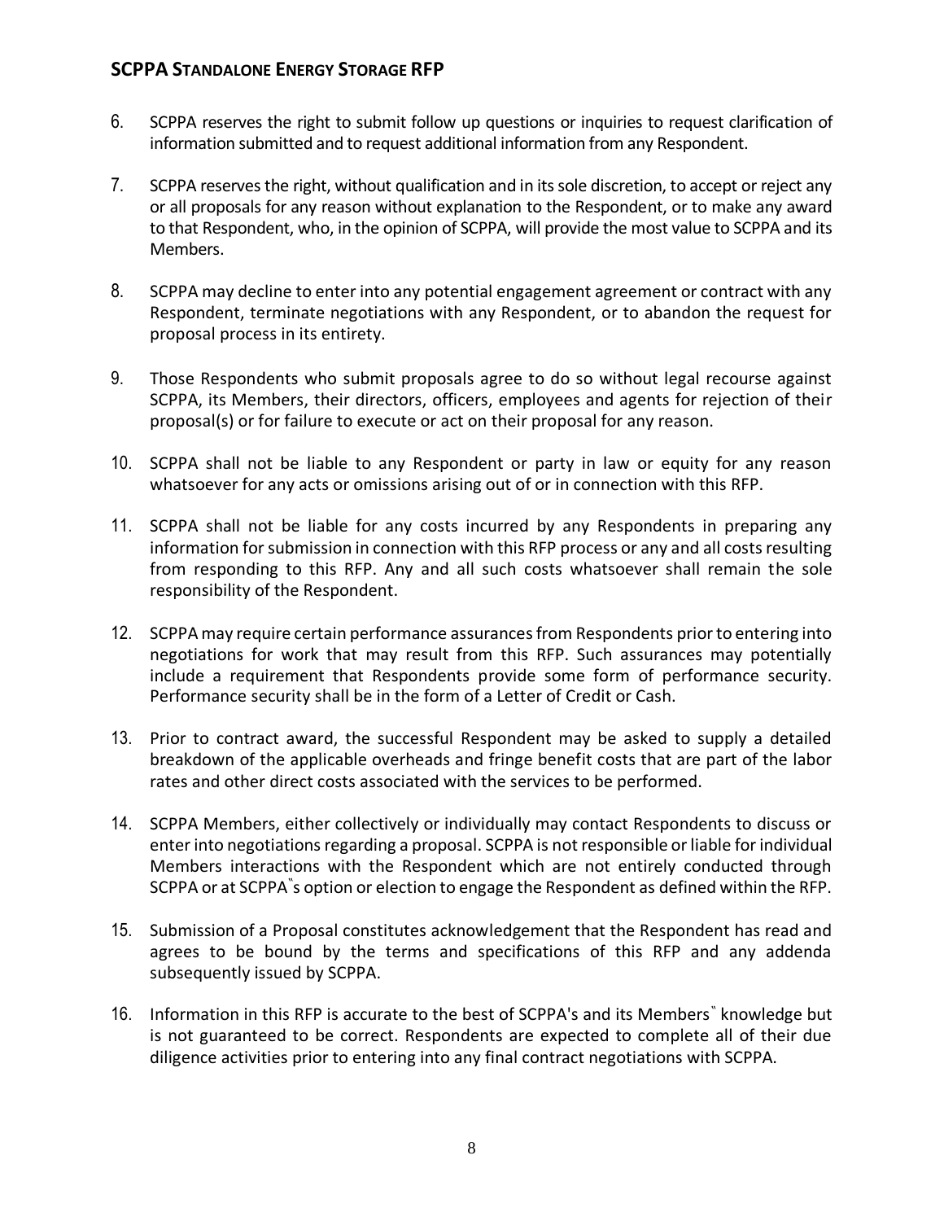6. SCPPA reserves the right to submit follow up questions or inquiries to request clarification of information submitted and to request additional information from any Respondent.

7. SCPPA reserves the right, without qualification and in its sole discretion, to accept or reject any or all proposals for any reason without explanation to the Respondent, or to make any award to that Respondent, who, in the opinion of SCPPA, will provide the most value to SCPPA and its Members.

8. SCPPA may decline to enter into any potential engagement agreement or contract with any Respondent, terminate negotiations with any Respondent, or to abandon the request for proposal process in its entirety.

9. Those Respondents who submit proposals agree to do so without legal recourse against SCPPA, its Members, their directors, officers, employees and agents for rejection of their proposal(s) or for failure to execute or act on their proposal for any reason.

10. SCPPA shall not be liable to any Respondent or party in law or equity for any reason whatsoever for any acts or omissions arising out of or in connection with this RFP.

11. SCPPA shall not be liable for any costs incurred by any Respondents in preparing any information for submission in connection with this RFP process or any and all costs resulting from responding to this RFP. Any and all such costs whatsoever shall remain the sole responsibility of the Respondent.

12. SCPPA may require certain performance assurances from Respondents prior to entering into negotiations for work that may result from this RFP. Such assurances may potentially include a requirement that Respondents provide some form of performance security. Performance security shall be in the form of a Letter of Credit or Cash.

13. Prior to contract award, the successful Respondent may be asked to supply a detailed breakdown of the applicable overheads and fringe benefit costs that are part of the labor rates and other direct costs associated with the services to be performed.

14. SCPPA Members, either collectively or individually may contact Respondents to discuss or enter into negotiations regarding a proposal. SCPPA is not responsible or liable for individual Members interactions with the Respondent which are not entirely conducted through SCPPA or at SCPPA‟s option or election to engage the Respondent as defined within the RFP.

15. Submission of a Proposal constitutes acknowledgement that the Respondent has read and agrees to be bound by the terms and specifications of this RFP and any addenda subsequently issued by SCPPA.

16. Information in this RFP is accurate to the best of SCPPA's and its Members‟ knowledge but is not guaranteed to be correct. Respondents are expected to complete all of their due diligence activities prior to entering into any final contract negotiations with SCPPA.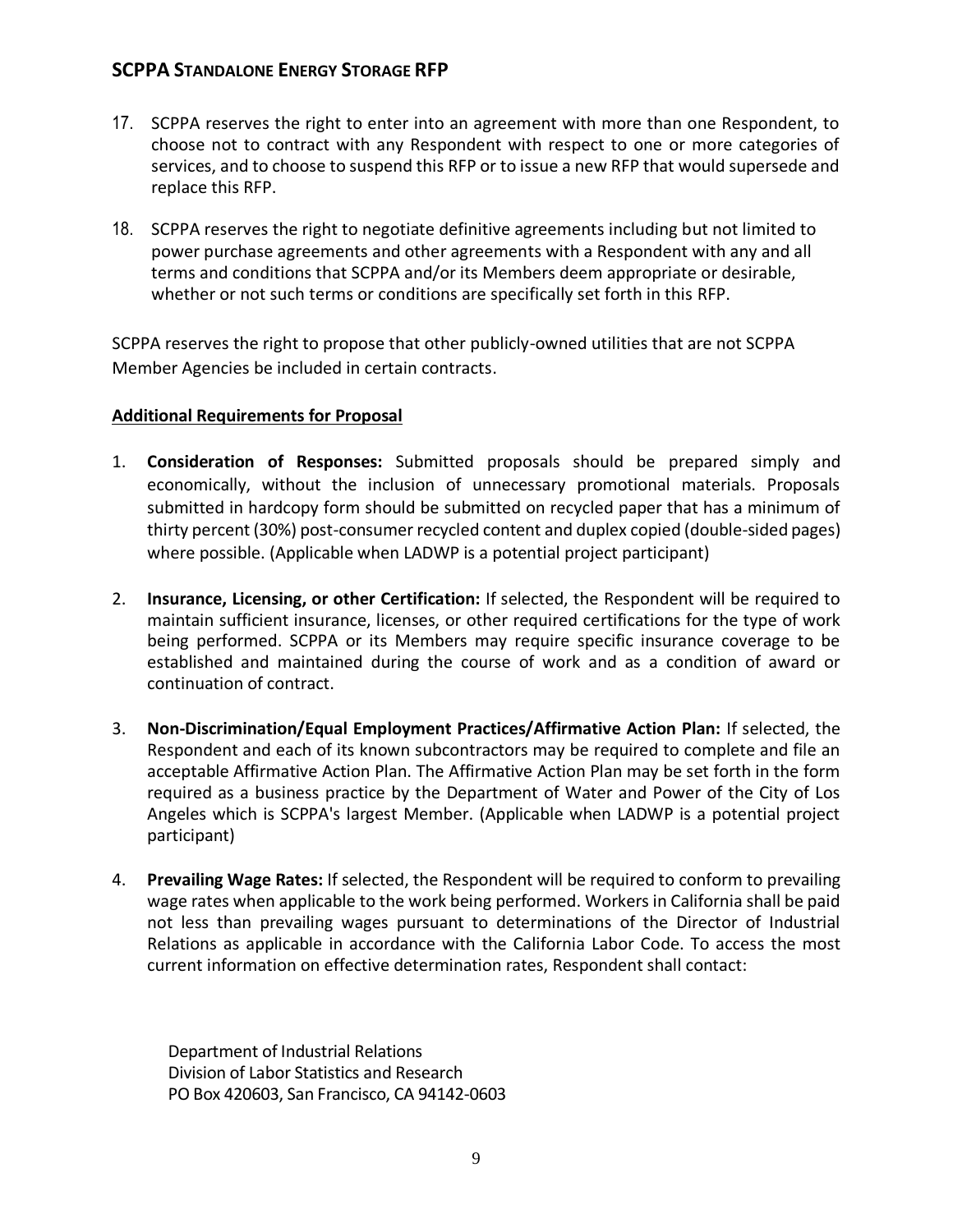17. SCPPA reserves the right to enter into an agreement with more than one Respondent, to choose not to contract with any Respondent with respect to one or more categories of services, and to choose to suspend this RFP or to issue a new RFP that would supersede and replace this RFP.

18. SCPPA reserves the right to negotiate definitive agreements including but not limited to power purchase agreements and other agreements with a Respondent with any and all terms and conditions that SCPPA and/or its Members deem appropriate or desirable, whether or not such terms or conditions are specifically set forth in this RFP.

SCPPA reserves the right to propose that other publicly-owned utilities that are not SCPPA Member Agencies be included in certain contracts.

**Additional Requirements for Proposal**

1. **Consideration of Responses:** Submitted proposals should be prepared simply and economically, without the inclusion of unnecessary promotional materials. Proposals submitted in hardcopy form should be submitted on recycled paper that has a minimum of thirty percent (30%) post-consumer recycled content and duplex copied (double-sided pages) where possible. (Applicable when LADWP is a potential project participant)

2. **Insurance, Licensing, or other Certification:** If selected, the Respondent will be required to maintain sufficient insurance, licenses, or other required certifications for the type of work being performed. SCPPA or its Members may require specific insurance coverage to be established and maintained during the course of work and as a condition of award or continuation of contract.

3. **Non-Discrimination/Equal Employment Practices/Affirmative Action Plan:** If selected, the Respondent and each of its known subcontractors may be required to complete and file an acceptable Affirmative Action Plan. The Affirmative Action Plan may be set forth in the form required as a business practice by the Department of Water and Power of the City of Los Angeles which is SCPPA's largest Member. (Applicable when LADWP is a potential project participant)

4. **Prevailing Wage Rates:** If selected, the Respondent will be required to conform to prevailing wage rates when applicable to the work being performed. Workers in California shall be paid not less than prevailing wages pursuant to determinations of the Director of Industrial Relations as applicable in accordance with the California Labor Code. To access the most current information on effective determination rates, Respondent shall contact:

   Department of Industrial Relations
   Division of Labor Statistics and Research
   PO Box 420603, San Francisco, CA 94142-0603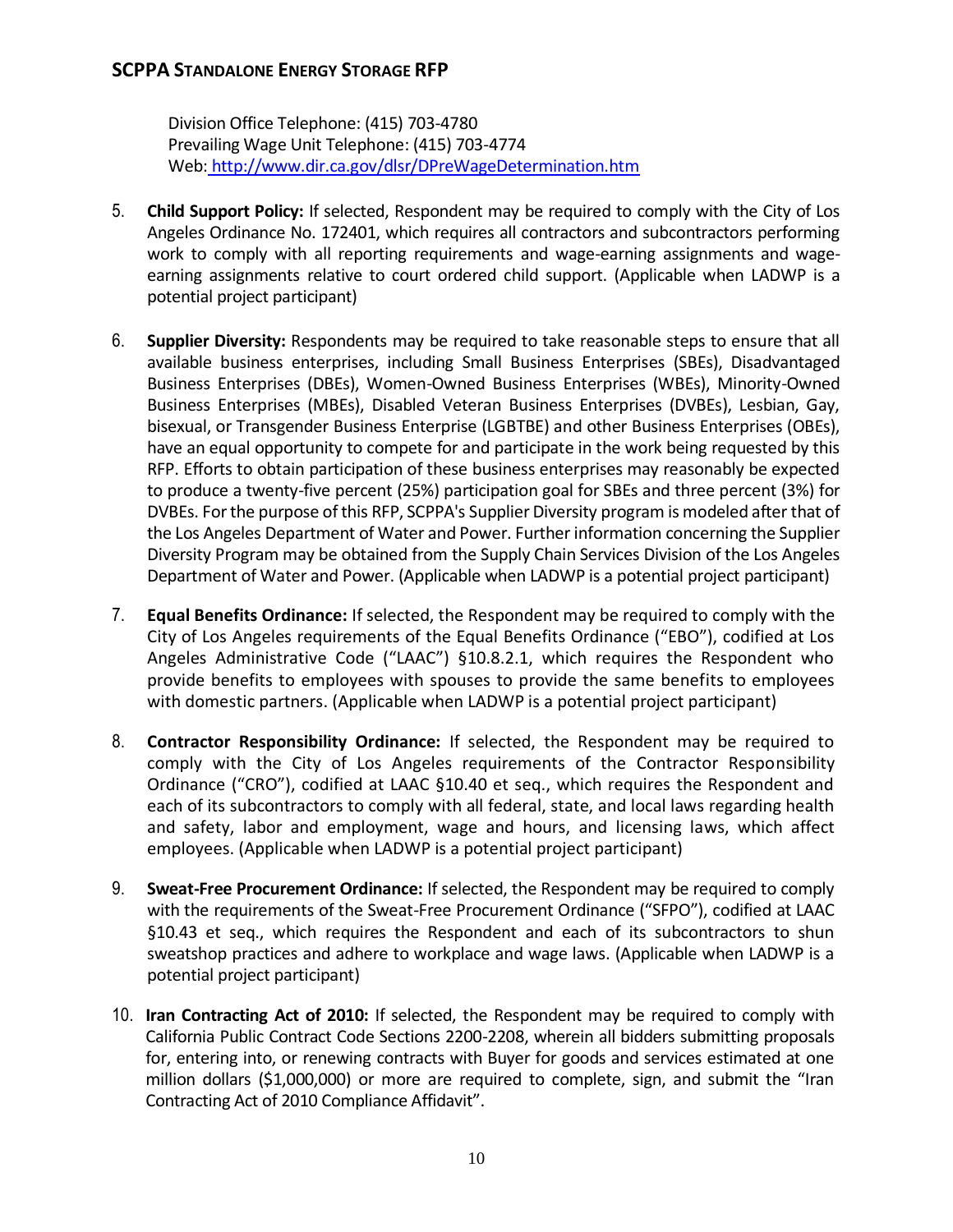Division Office Telephone: (415) 703-4780
Prevailing Wage Unit Telephone: (415) 703-4774
Web: http://www.dir.ca.gov/dlsr/DPreWageDetermination.htm

5. **Child Support Policy:** If selected, Respondent may be required to comply with the City of Los Angeles Ordinance No. 172401, which requires all contractors and subcontractors performing work to comply with all reporting requirements and wage-earning assignments and wage-earning assignments relative to court ordered child support. (Applicable when LADWP is a potential project participant)

6. **Supplier Diversity:** Respondents may be required to take reasonable steps to ensure that all available business enterprises, including Small Business Enterprises (SBEs), Disadvantaged Business Enterprises (DBEs), Women-Owned Business Enterprises (WBEs), Minority-Owned Business Enterprises (MBEs), Disabled Veteran Business Enterprises (DVBEs), Lesbian, Gay, bisexual, or Transgender Business Enterprise (LGBTBE) and other Business Enterprises (OBEs), have an equal opportunity to compete for and participate in the work being requested by this RFP. Efforts to obtain participation of these business enterprises may reasonably be expected to produce a twenty-five percent (25%) participation goal for SBEs and three percent (3%) for DVBEs. For the purpose of this RFP, SCPPA's Supplier Diversity program is modeled after that of the Los Angeles Department of Water and Power. Further information concerning the Supplier Diversity Program may be obtained from the Supply Chain Services Division of the Los Angeles Department of Water and Power. (Applicable when LADWP is a potential project participant)

7. **Equal Benefits Ordinance:** If selected, the Respondent may be required to comply with the City of Los Angeles requirements of the Equal Benefits Ordinance ("EBO"), codified at Los Angeles Administrative Code ("LAAC") §10.8.2.1, which requires the Respondent who provide benefits to employees with spouses to provide the same benefits to employees with domestic partners. (Applicable when LADWP is a potential project participant)

8. **Contractor Responsibility Ordinance:** If selected, the Respondent may be required to comply with the City of Los Angeles requirements of the Contractor Responsibility Ordinance ("CRO"), codified at LAAC §10.40 et seq., which requires the Respondent and each of its subcontractors to comply with all federal, state, and local laws regarding health and safety, labor and employment, wage and hours, and licensing laws, which affect employees. (Applicable when LADWP is a potential project participant)

9. **Sweat-Free Procurement Ordinance:** If selected, the Respondent may be required to comply with the requirements of the Sweat-Free Procurement Ordinance ("SFPO"), codified at LAAC §10.43 et seq., which requires the Respondent and each of its subcontractors to shun sweatshop practices and adhere to workplace and wage laws. (Applicable when LADWP is a potential project participant)

10. **Iran Contracting Act of 2010:** If selected, the Respondent may be required to comply with California Public Contract Code Sections 2200-2208, wherein all bidders submitting proposals for, entering into, or renewing contracts with Buyer for goods and services estimated at one million dollars ($1,000,000) or more are required to complete, sign, and submit the "Iran Contracting Act of 2010 Compliance Affidavit".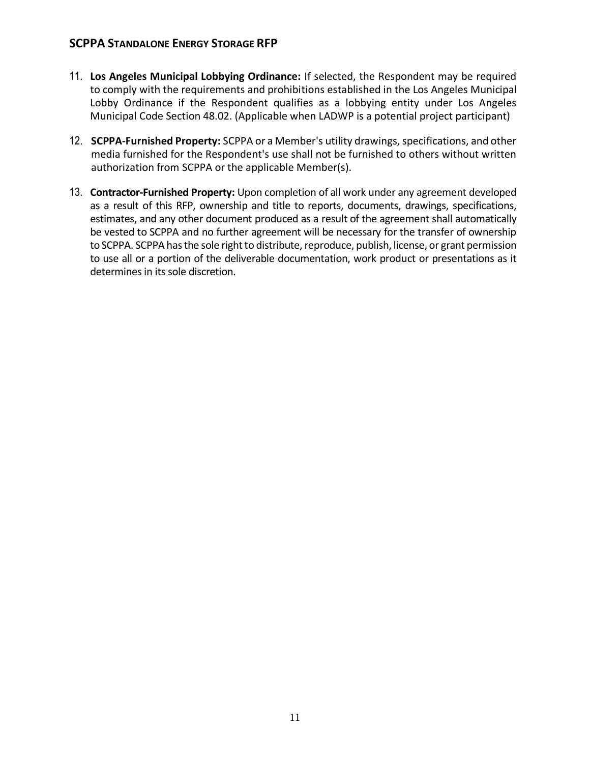11. **Los Angeles Municipal Lobbying Ordinance:** If selected, the Respondent may be required to comply with the requirements and prohibitions established in the Los Angeles Municipal Lobby Ordinance if the Respondent qualifies as a lobbying entity under Los Angeles Municipal Code Section 48.02. (Applicable when LADWP is a potential project participant)

12. **SCPPA-Furnished Property:** SCPPA or a Member's utility drawings, specifications, and other media furnished for the Respondent's use shall not be furnished to others without written authorization from SCPPA or the applicable Member(s).

13. **Contractor-Furnished Property:** Upon completion of all work under any agreement developed as a result of this RFP, ownership and title to reports, documents, drawings, specifications, estimates, and any other document produced as a result of the agreement shall automatically be vested to SCPPA and no further agreement will be necessary for the transfer of ownership to SCPPA. SCPPA has the sole right to distribute, reproduce, publish, license, or grant permission to use all or a portion of the deliverable documentation, work product or presentations as it determines in its sole discretion.